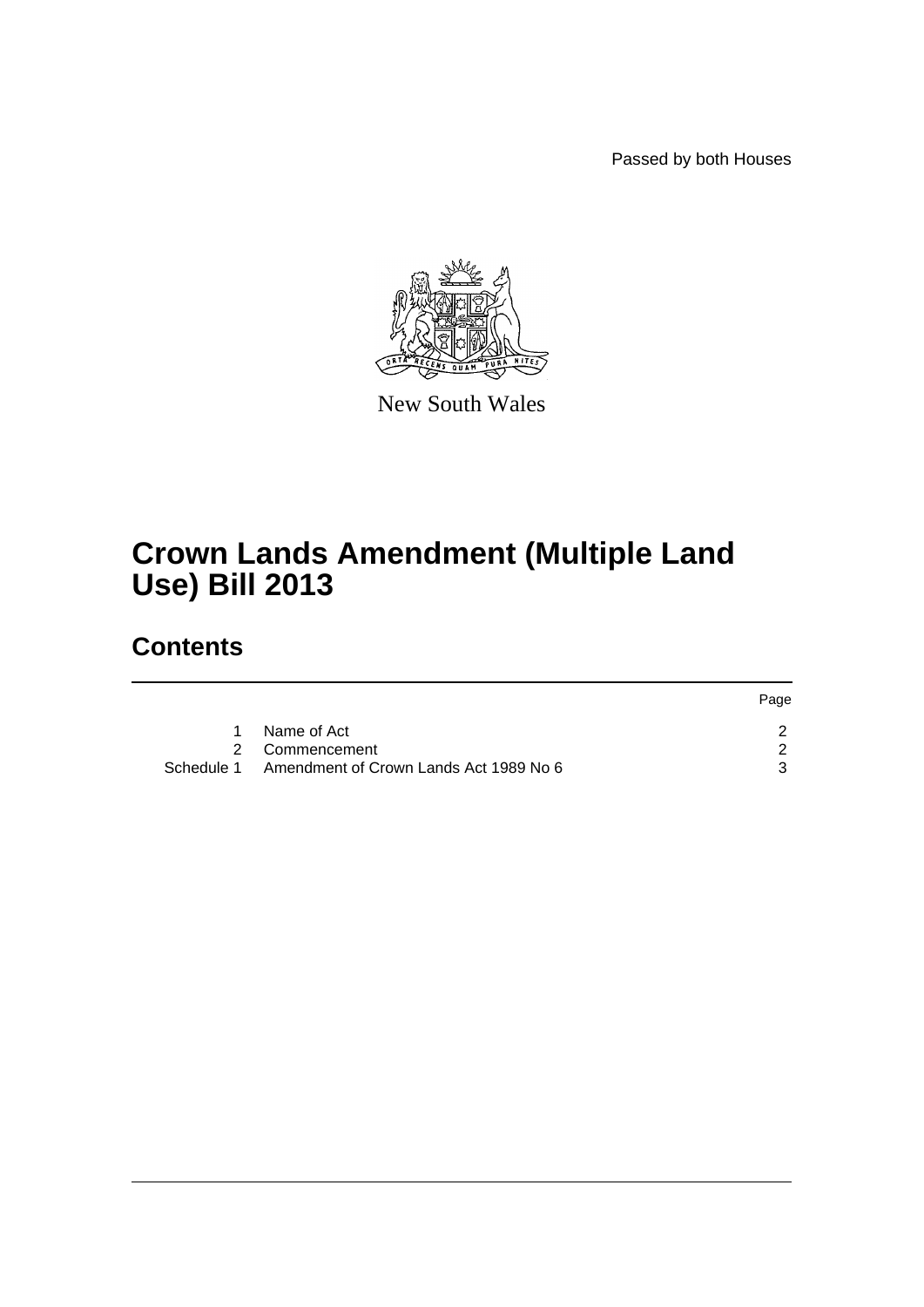Passed by both Houses

New South Wales

# Crown Lands Amendment (Multiple Land Use) Bill 2013

## Contents

| | | Page |
|---|---|---|
| 1 | Name of Act | 2 |
| 2 | Commencement | 2 |
| Schedule 1 | Amendment of Crown Lands Act 1989 No 6 | 3 |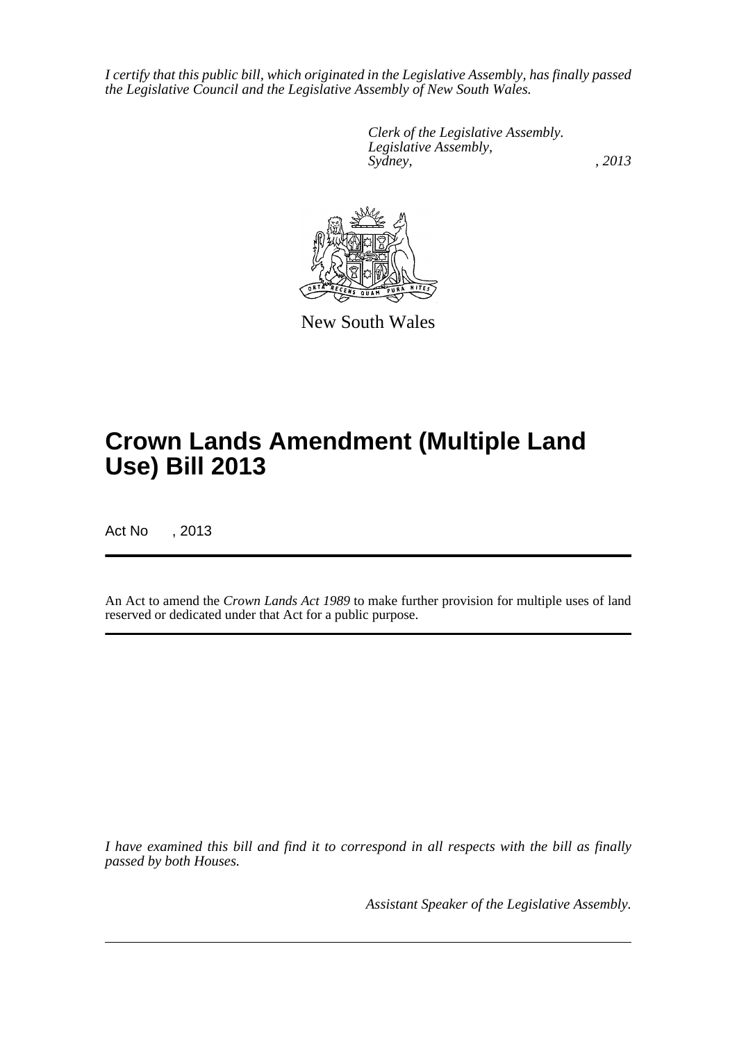*I certify that this public bill, which originated in the Legislative Assembly, has finally passed the Legislative Council and the Legislative Assembly of New South Wales.*

*Clerk of the Legislative Assembly.*
*Legislative Assembly,*
*Sydney, , 2013*

New South Wales

# Crown Lands Amendment (Multiple Land Use) Bill 2013

Act No , 2013

An Act to amend the *Crown Lands Act 1989* to make further provision for multiple uses of land reserved or dedicated under that Act for a public purpose.

*I have examined this bill and find it to correspond in all respects with the bill as finally passed by both Houses.*

*Assistant Speaker of the Legislative Assembly.*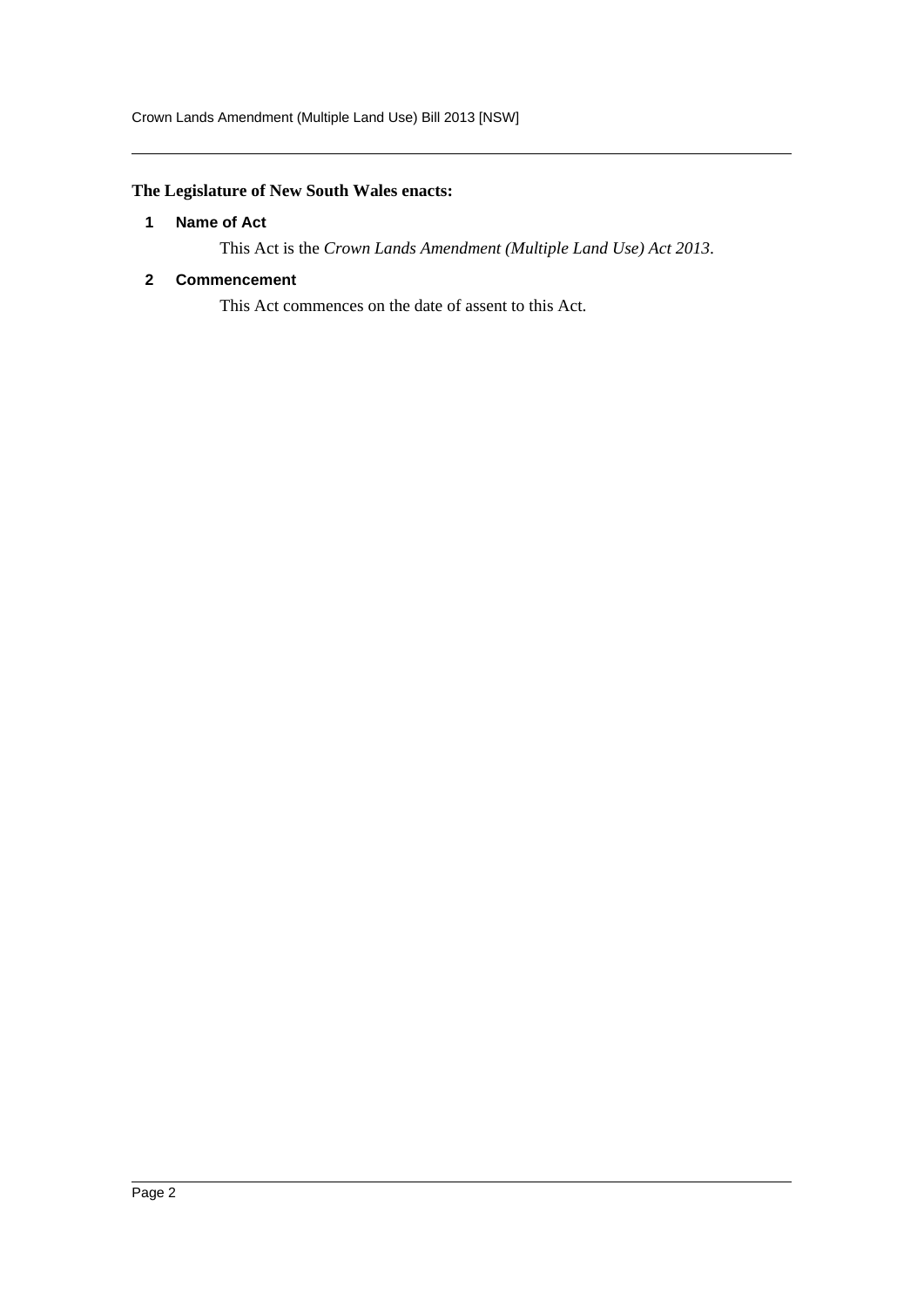**The Legislature of New South Wales enacts:**

## 1 Name of Act

This Act is the *Crown Lands Amendment (Multiple Land Use) Act 2013*.

## 2 Commencement

This Act commences on the date of assent to this Act.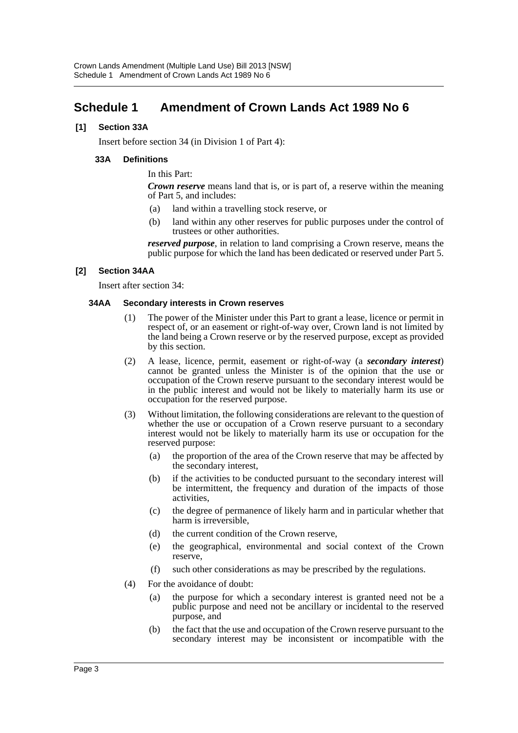# Schedule 1 Amendment of Crown Lands Act 1989 No 6

**[1] Section 33A**

Insert before section 34 (in Division 1 of Part 4):

**33A Definitions**

In this Part:

***Crown reserve*** means land that is, or is part of, a reserve within the meaning of Part 5, and includes:

(a) land within a travelling stock reserve, or

(b) land within any other reserves for public purposes under the control of trustees or other authorities.

***reserved purpose***, in relation to land comprising a Crown reserve, means the public purpose for which the land has been dedicated or reserved under Part 5.

**[2] Section 34AA**

Insert after section 34:

**34AA Secondary interests in Crown reserves**

(1) The power of the Minister under this Part to grant a lease, licence or permit in respect of, or an easement or right-of-way over, Crown land is not limited by the land being a Crown reserve or by the reserved purpose, except as provided by this section.

(2) A lease, licence, permit, easement or right-of-way (a ***secondary interest***) cannot be granted unless the Minister is of the opinion that the use or occupation of the Crown reserve pursuant to the secondary interest would be in the public interest and would not be likely to materially harm its use or occupation for the reserved purpose.

(3) Without limitation, the following considerations are relevant to the question of whether the use or occupation of a Crown reserve pursuant to a secondary interest would not be likely to materially harm its use or occupation for the reserved purpose:

(a) the proportion of the area of the Crown reserve that may be affected by the secondary interest,

(b) if the activities to be conducted pursuant to the secondary interest will be intermittent, the frequency and duration of the impacts of those activities,

(c) the degree of permanence of likely harm and in particular whether that harm is irreversible,

(d) the current condition of the Crown reserve,

(e) the geographical, environmental and social context of the Crown reserve,

(f) such other considerations as may be prescribed by the regulations.

(4) For the avoidance of doubt:

(a) the purpose for which a secondary interest is granted need not be a public purpose and need not be ancillary or incidental to the reserved purpose, and

(b) the fact that the use and occupation of the Crown reserve pursuant to the secondary interest may be inconsistent or incompatible with the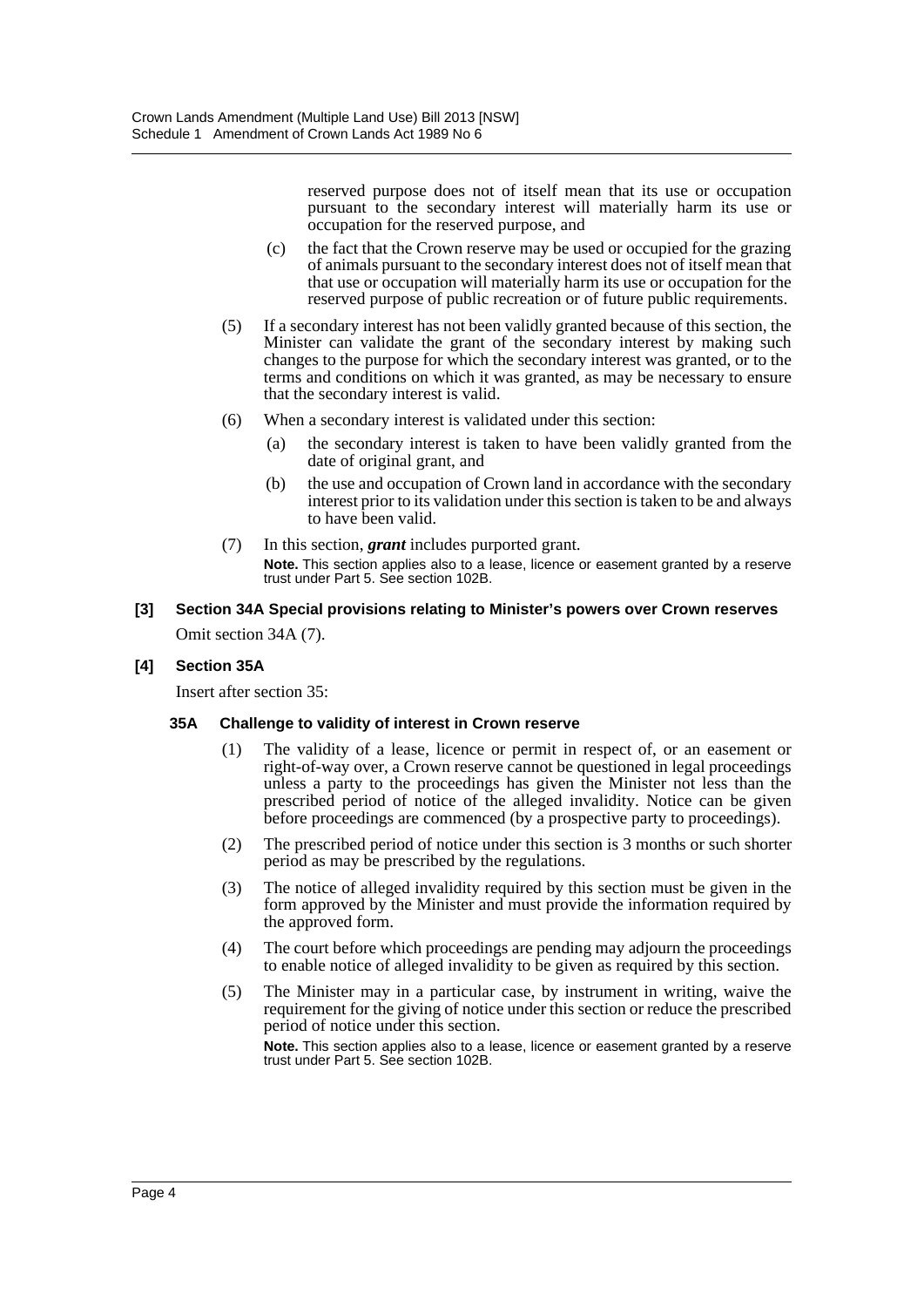reserved purpose does not of itself mean that its use or occupation pursuant to the secondary interest will materially harm its use or occupation for the reserved purpose, and

(c) the fact that the Crown reserve may be used or occupied for the grazing of animals pursuant to the secondary interest does not of itself mean that that use or occupation will materially harm its use or occupation for the reserved purpose of public recreation or of future public requirements.

(5) If a secondary interest has not been validly granted because of this section, the Minister can validate the grant of the secondary interest by making such changes to the purpose for which the secondary interest was granted, or to the terms and conditions on which it was granted, as may be necessary to ensure that the secondary interest is valid.

(6) When a secondary interest is validated under this section:

(a) the secondary interest is taken to have been validly granted from the date of original grant, and

(b) the use and occupation of Crown land in accordance with the secondary interest prior to its validation under this section is taken to be and always to have been valid.

(7) In this section, ***grant*** includes purported grant.

**Note.** This section applies also to a lease, licence or easement granted by a reserve trust under Part 5. See section 102B.

### [3] Section 34A Special provisions relating to Minister's powers over Crown reserves

Omit section 34A (7).

### [4] Section 35A

Insert after section 35:

#### 35A Challenge to validity of interest in Crown reserve

(1) The validity of a lease, licence or permit in respect of, or an easement or right-of-way over, a Crown reserve cannot be questioned in legal proceedings unless a party to the proceedings has given the Minister not less than the prescribed period of notice of the alleged invalidity. Notice can be given before proceedings are commenced (by a prospective party to proceedings).

(2) The prescribed period of notice under this section is 3 months or such shorter period as may be prescribed by the regulations.

(3) The notice of alleged invalidity required by this section must be given in the form approved by the Minister and must provide the information required by the approved form.

(4) The court before which proceedings are pending may adjourn the proceedings to enable notice of alleged invalidity to be given as required by this section.

(5) The Minister may in a particular case, by instrument in writing, waive the requirement for the giving of notice under this section or reduce the prescribed period of notice under this section.

**Note.** This section applies also to a lease, licence or easement granted by a reserve trust under Part 5. See section 102B.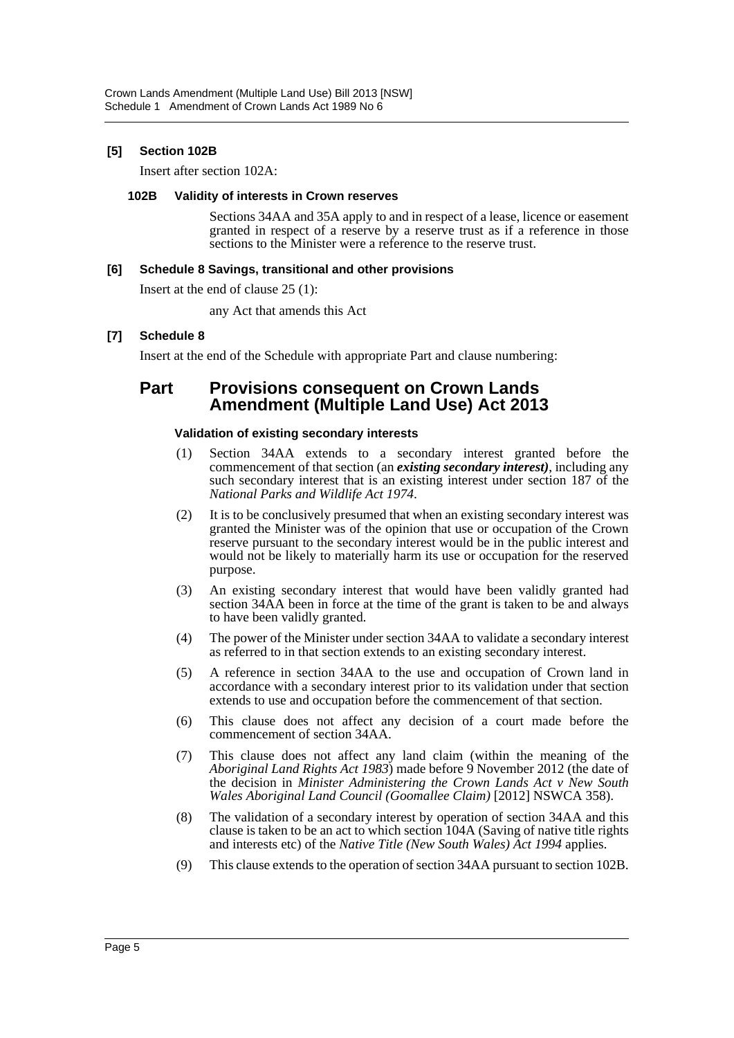**[5] Section 102B**

Insert after section 102A:

**102B Validity of interests in Crown reserves**

Sections 34AA and 35A apply to and in respect of a lease, licence or easement granted in respect of a reserve by a reserve trust as if a reference in those sections to the Minister were a reference to the reserve trust.

**[6] Schedule 8 Savings, transitional and other provisions**

Insert at the end of clause 25 (1):

any Act that amends this Act

**[7] Schedule 8**

Insert at the end of the Schedule with appropriate Part and clause numbering:

## Part Provisions consequent on Crown Lands Amendment (Multiple Land Use) Act 2013

**Validation of existing secondary interests**

(1) Section 34AA extends to a secondary interest granted before the commencement of that section (an ***existing secondary interest)***, including any such secondary interest that is an existing interest under section 187 of the *National Parks and Wildlife Act 1974*.

(2) It is to be conclusively presumed that when an existing secondary interest was granted the Minister was of the opinion that use or occupation of the Crown reserve pursuant to the secondary interest would be in the public interest and would not be likely to materially harm its use or occupation for the reserved purpose.

(3) An existing secondary interest that would have been validly granted had section 34AA been in force at the time of the grant is taken to be and always to have been validly granted.

(4) The power of the Minister under section 34AA to validate a secondary interest as referred to in that section extends to an existing secondary interest.

(5) A reference in section 34AA to the use and occupation of Crown land in accordance with a secondary interest prior to its validation under that section extends to use and occupation before the commencement of that section.

(6) This clause does not affect any decision of a court made before the commencement of section 34AA.

(7) This clause does not affect any land claim (within the meaning of the *Aboriginal Land Rights Act 1983*) made before 9 November 2012 (the date of the decision in *Minister Administering the Crown Lands Act v New South Wales Aboriginal Land Council (Goomallee Claim)* [2012] NSWCA 358).

(8) The validation of a secondary interest by operation of section 34AA and this clause is taken to be an act to which section 104A (Saving of native title rights and interests etc) of the *Native Title (New South Wales) Act 1994* applies.

(9) This clause extends to the operation of section 34AA pursuant to section 102B.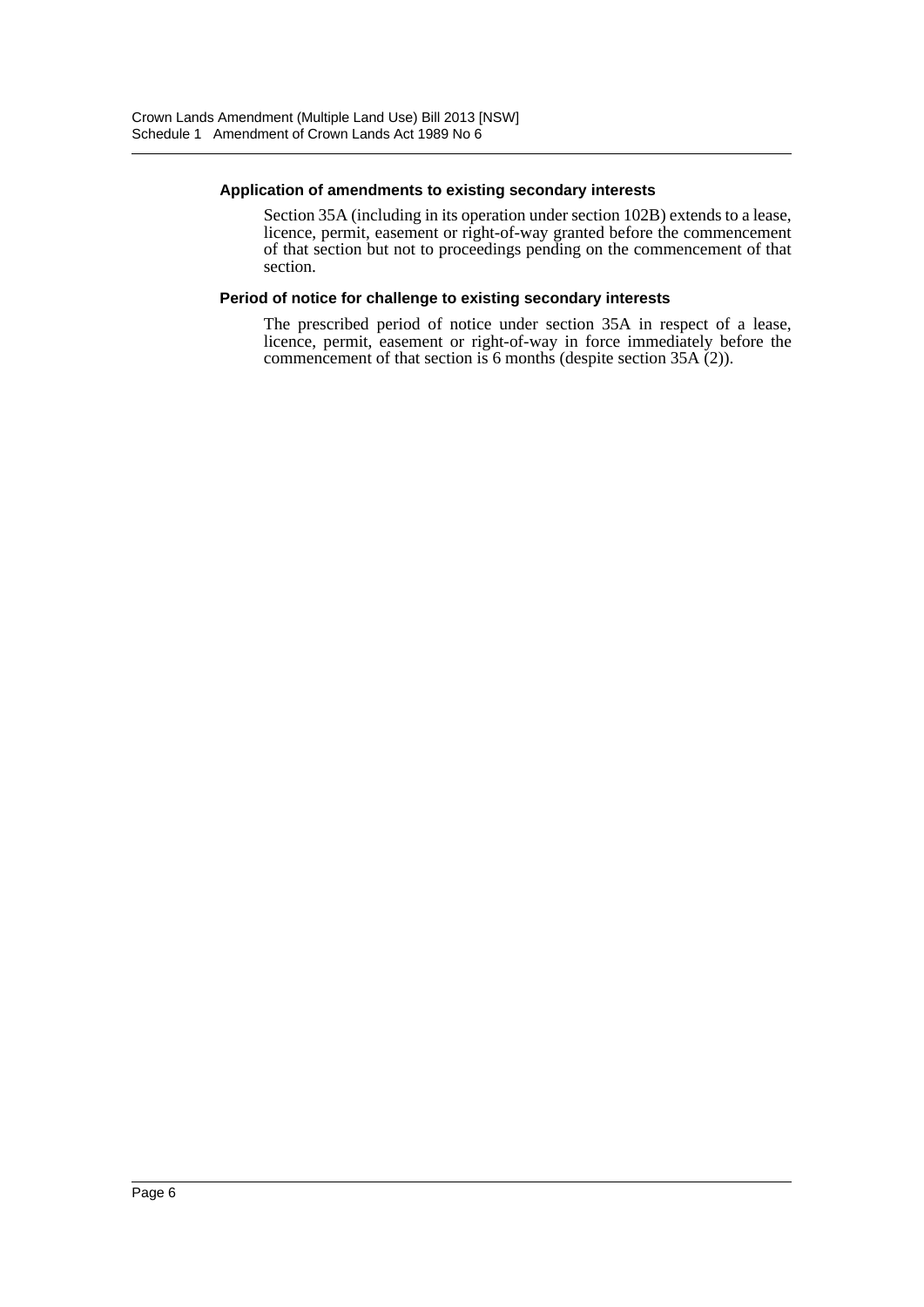#### Application of amendments to existing secondary interests

Section 35A (including in its operation under section 102B) extends to a lease, licence, permit, easement or right-of-way granted before the commencement of that section but not to proceedings pending on the commencement of that section.

#### Period of notice for challenge to existing secondary interests

The prescribed period of notice under section 35A in respect of a lease, licence, permit, easement or right-of-way in force immediately before the commencement of that section is 6 months (despite section 35A (2)).